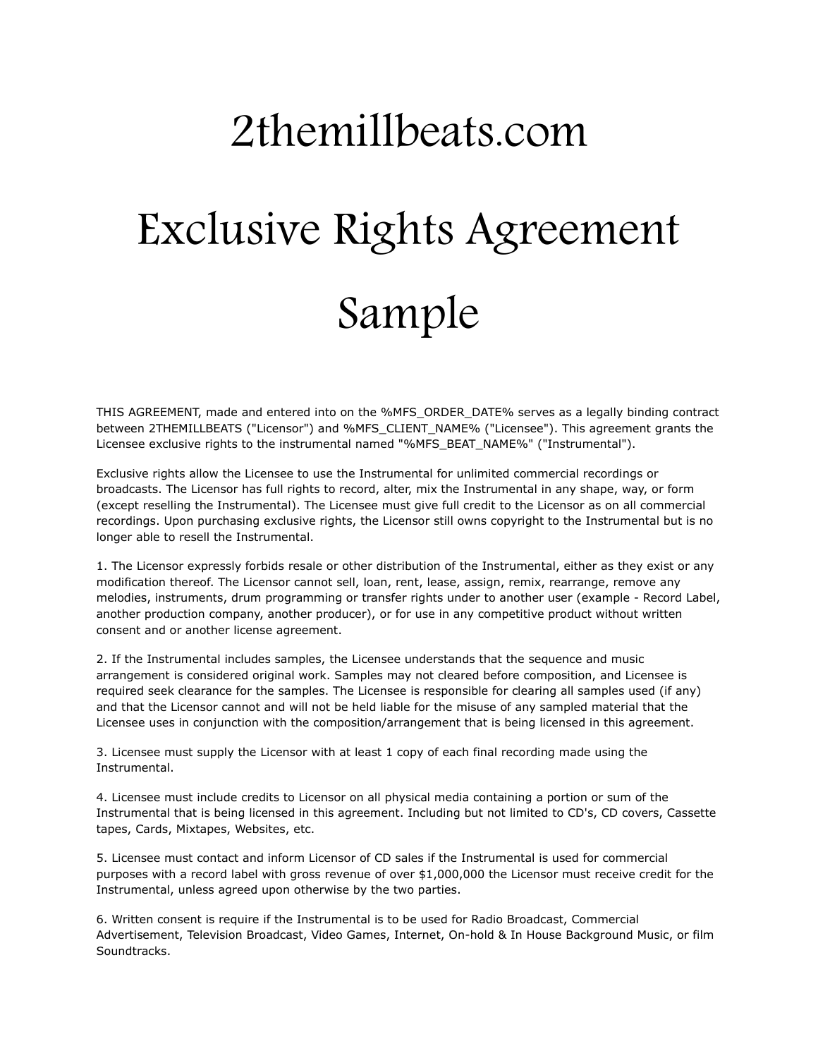# 2themillbeats.com

# Exclusive Rights Agreement Sample

THIS AGREEMENT, made and entered into on the %MFS_ORDER_DATE% serves as a legally binding contract between 2THEMILLBEATS ("Licensor") and %MFS_CLIENT_NAME% ("Licensee"). This agreement grants the Licensee exclusive rights to the instrumental named "%MFS_BEAT_NAME%" ("Instrumental").

Exclusive rights allow the Licensee to use the Instrumental for unlimited commercial recordings or broadcasts. The Licensor has full rights to record, alter, mix the Instrumental in any shape, way, or form (except reselling the Instrumental). The Licensee must give full credit to the Licensor as on all commercial recordings. Upon purchasing exclusive rights, the Licensor still owns copyright to the Instrumental but is no longer able to resell the Instrumental.

1. The Licensor expressly forbids resale or other distribution of the Instrumental, either as they exist or any modification thereof. The Licensor cannot sell, loan, rent, lease, assign, remix, rearrange, remove any melodies, instruments, drum programming or transfer rights under to another user (example - Record Label, another production company, another producer), or for use in any competitive product without written consent and or another license agreement.

2. If the Instrumental includes samples, the Licensee understands that the sequence and music arrangement is considered original work. Samples may not cleared before composition, and Licensee is required seek clearance for the samples. The Licensee is responsible for clearing all samples used (if any) and that the Licensor cannot and will not be held liable for the misuse of any sampled material that the Licensee uses in conjunction with the composition/arrangement that is being licensed in this agreement.

3. Licensee must supply the Licensor with at least 1 copy of each final recording made using the Instrumental.

4. Licensee must include credits to Licensor on all physical media containing a portion or sum of the Instrumental that is being licensed in this agreement. Including but not limited to CD's, CD covers, Cassette tapes, Cards, Mixtapes, Websites, etc.

5. Licensee must contact and inform Licensor of CD sales if the Instrumental is used for commercial purposes with a record label with gross revenue of over $1,000,000 the Licensor must receive credit for the Instrumental, unless agreed upon otherwise by the two parties.

6. Written consent is require if the Instrumental is to be used for Radio Broadcast, Commercial Advertisement, Television Broadcast, Video Games, Internet, On-hold & In House Background Music, or film Soundtracks.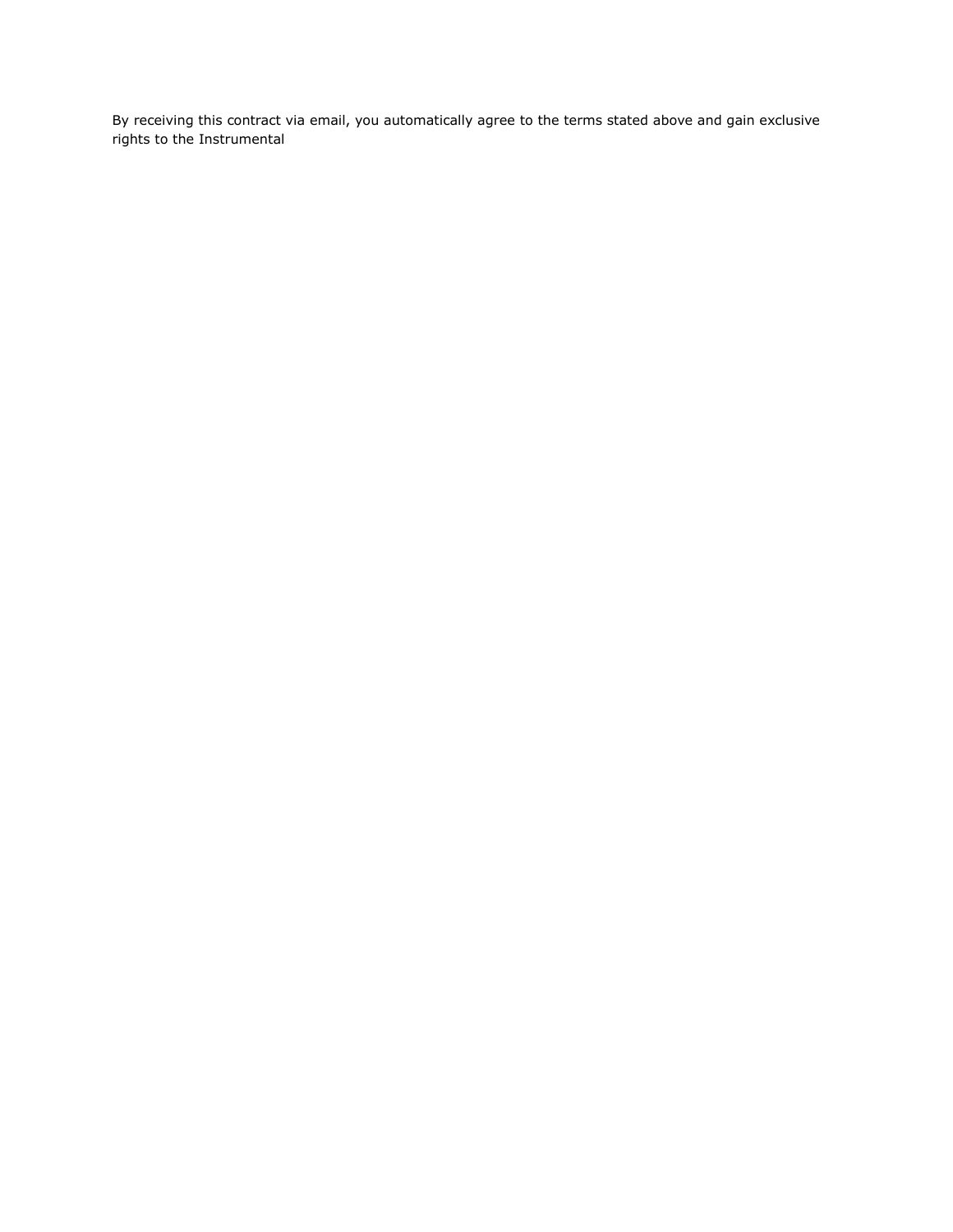By receiving this contract via email, you automatically agree to the terms stated above and gain exclusive rights to the Instrumental